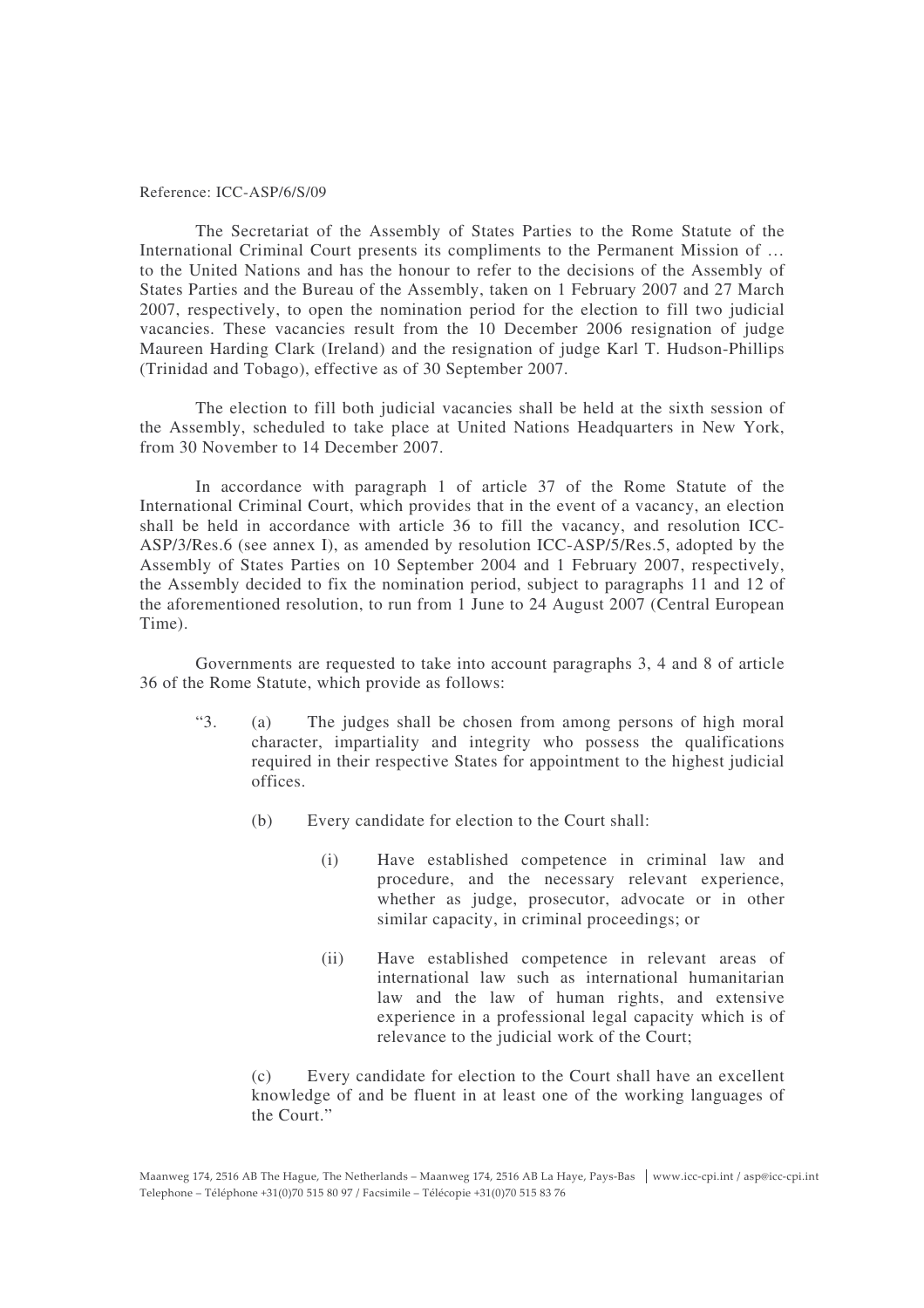Reference: ICC-ASP/6/S/09

The Secretariat of the Assembly of States Parties to the Rome Statute of the International Criminal Court presents its compliments to the Permanent Mission of … to the United Nations and has the honour to refer to the decisions of the Assembly of States Parties and the Bureau of the Assembly, taken on 1 February 2007 and 27 March 2007, respectively, to open the nomination period for the election to fill two judicial vacancies. These vacancies result from the 10 December 2006 resignation of judge Maureen Harding Clark (Ireland) and the resignation of judge Karl T. Hudson-Phillips (Trinidad and Tobago), effective as of 30 September 2007.

The election to fill both judicial vacancies shall be held at the sixth session of the Assembly, scheduled to take place at United Nations Headquarters in New York, from 30 November to 14 December 2007.

In accordance with paragraph 1 of article 37 of the Rome Statute of the International Criminal Court, which provides that in the event of a vacancy, an election shall be held in accordance with article 36 to fill the vacancy, and resolution ICC-ASP/3/Res.6 (see annex I), as amended by resolution ICC-ASP/5/Res.5, adopted by the Assembly of States Parties on 10 September 2004 and 1 February 2007, respectively, the Assembly decided to fix the nomination period, subject to paragraphs 11 and 12 of the aforementioned resolution, to run from 1 June to 24 August 2007 (Central European Time).

Governments are requested to take into account paragraphs 3, 4 and 8 of article 36 of the Rome Statute, which provide as follows:

"3. (a) The judges shall be chosen from among persons of high moral character, impartiality and integrity who possess the qualifications required in their respective States for appointment to the highest judicial offices.

(b) Every candidate for election to the Court shall:

(i) Have established competence in criminal law and procedure, and the necessary relevant experience, whether as judge, prosecutor, advocate or in other similar capacity, in criminal proceedings; or

(ii) Have established competence in relevant areas of international law such as international humanitarian law and the law of human rights, and extensive experience in a professional legal capacity which is of relevance to the judicial work of the Court;

(c) Every candidate for election to the Court shall have an excellent knowledge of and be fluent in at least one of the working languages of the Court."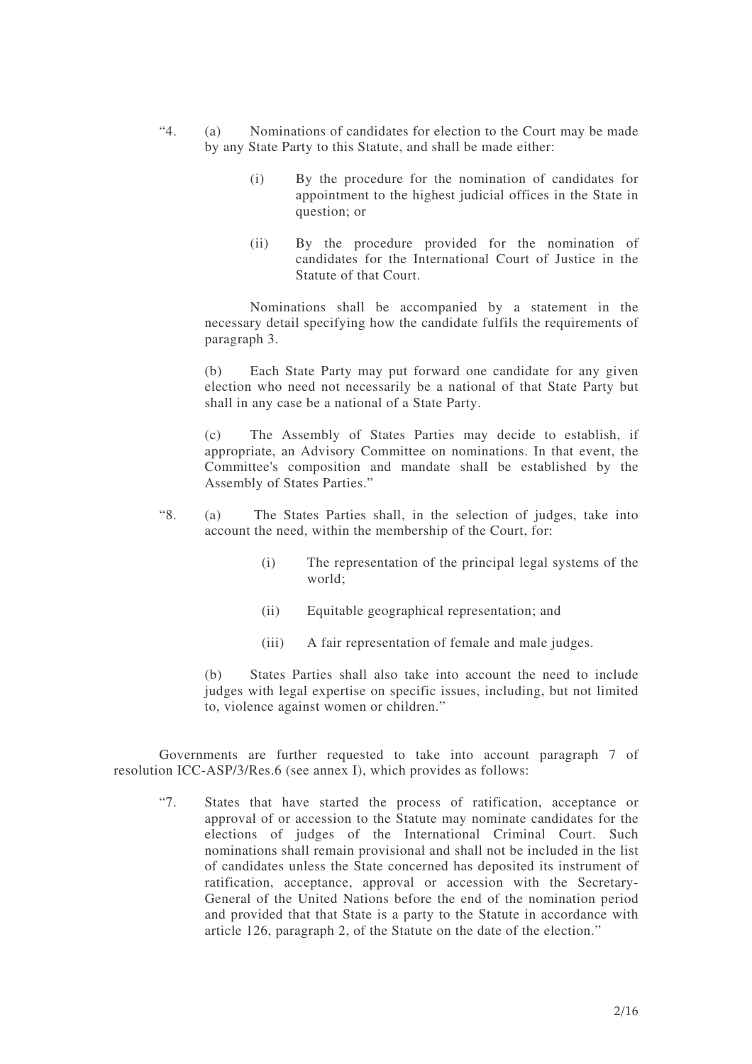"4. (a) Nominations of candidates for election to the Court may be made by any State Party to this Statute, and shall be made either:

> (i) By the procedure for the nomination of candidates for appointment to the highest judicial offices in the State in question; or
>
> (ii) By the procedure provided for the nomination of candidates for the International Court of Justice in the Statute of that Court.

Nominations shall be accompanied by a statement in the necessary detail specifying how the candidate fulfils the requirements of paragraph 3.

(b) Each State Party may put forward one candidate for any given election who need not necessarily be a national of that State Party but shall in any case be a national of a State Party.

(c) The Assembly of States Parties may decide to establish, if appropriate, an Advisory Committee on nominations. In that event, the Committee's composition and mandate shall be established by the Assembly of States Parties."

"8. (a) The States Parties shall, in the selection of judges, take into account the need, within the membership of the Court, for:

> (i) The representation of the principal legal systems of the world;
>
> (ii) Equitable geographical representation; and
>
> (iii) A fair representation of female and male judges.

(b) States Parties shall also take into account the need to include judges with legal expertise on specific issues, including, but not limited to, violence against women or children."

Governments are further requested to take into account paragraph 7 of resolution ICC-ASP/3/Res.6 (see annex I), which provides as follows:

"7. States that have started the process of ratification, acceptance or approval of or accession to the Statute may nominate candidates for the elections of judges of the International Criminal Court. Such nominations shall remain provisional and shall not be included in the list of candidates unless the State concerned has deposited its instrument of ratification, acceptance, approval or accession with the Secretary-General of the United Nations before the end of the nomination period and provided that that State is a party to the Statute in accordance with article 126, paragraph 2, of the Statute on the date of the election."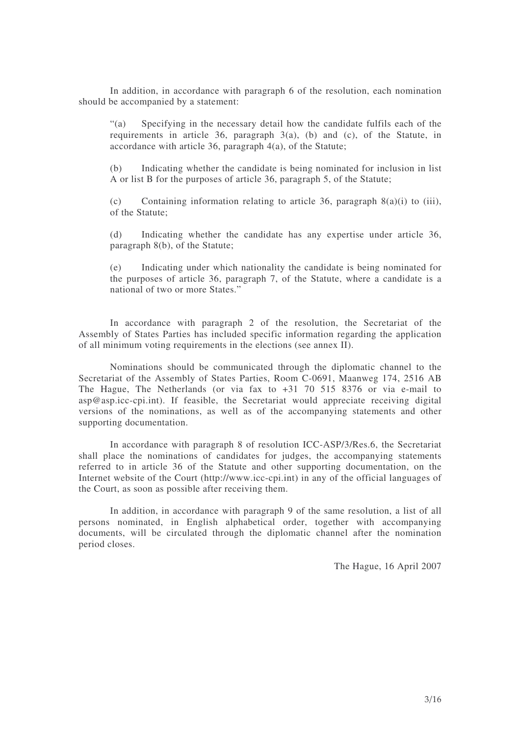In addition, in accordance with paragraph 6 of the resolution, each nomination should be accompanied by a statement:

> "(a) Specifying in the necessary detail how the candidate fulfils each of the requirements in article 36, paragraph 3(a), (b) and (c), of the Statute, in accordance with article 36, paragraph 4(a), of the Statute;
>
> (b) Indicating whether the candidate is being nominated for inclusion in list A or list B for the purposes of article 36, paragraph 5, of the Statute;
>
> (c) Containing information relating to article 36, paragraph 8(a)(i) to (iii), of the Statute;
>
> (d) Indicating whether the candidate has any expertise under article 36, paragraph 8(b), of the Statute;
>
> (e) Indicating under which nationality the candidate is being nominated for the purposes of article 36, paragraph 7, of the Statute, where a candidate is a national of two or more States."

In accordance with paragraph 2 of the resolution, the Secretariat of the Assembly of States Parties has included specific information regarding the application of all minimum voting requirements in the elections (see annex II).

Nominations should be communicated through the diplomatic channel to the Secretariat of the Assembly of States Parties, Room C-0691, Maanweg 174, 2516 AB The Hague, The Netherlands (or via fax to +31 70 515 8376 or via e-mail to asp@asp.icc-cpi.int). If feasible, the Secretariat would appreciate receiving digital versions of the nominations, as well as of the accompanying statements and other supporting documentation.

In accordance with paragraph 8 of resolution ICC-ASP/3/Res.6, the Secretariat shall place the nominations of candidates for judges, the accompanying statements referred to in article 36 of the Statute and other supporting documentation, on the Internet website of the Court (http://www.icc-cpi.int) in any of the official languages of the Court, as soon as possible after receiving them.

In addition, in accordance with paragraph 9 of the same resolution, a list of all persons nominated, in English alphabetical order, together with accompanying documents, will be circulated through the diplomatic channel after the nomination period closes.

The Hague, 16 April 2007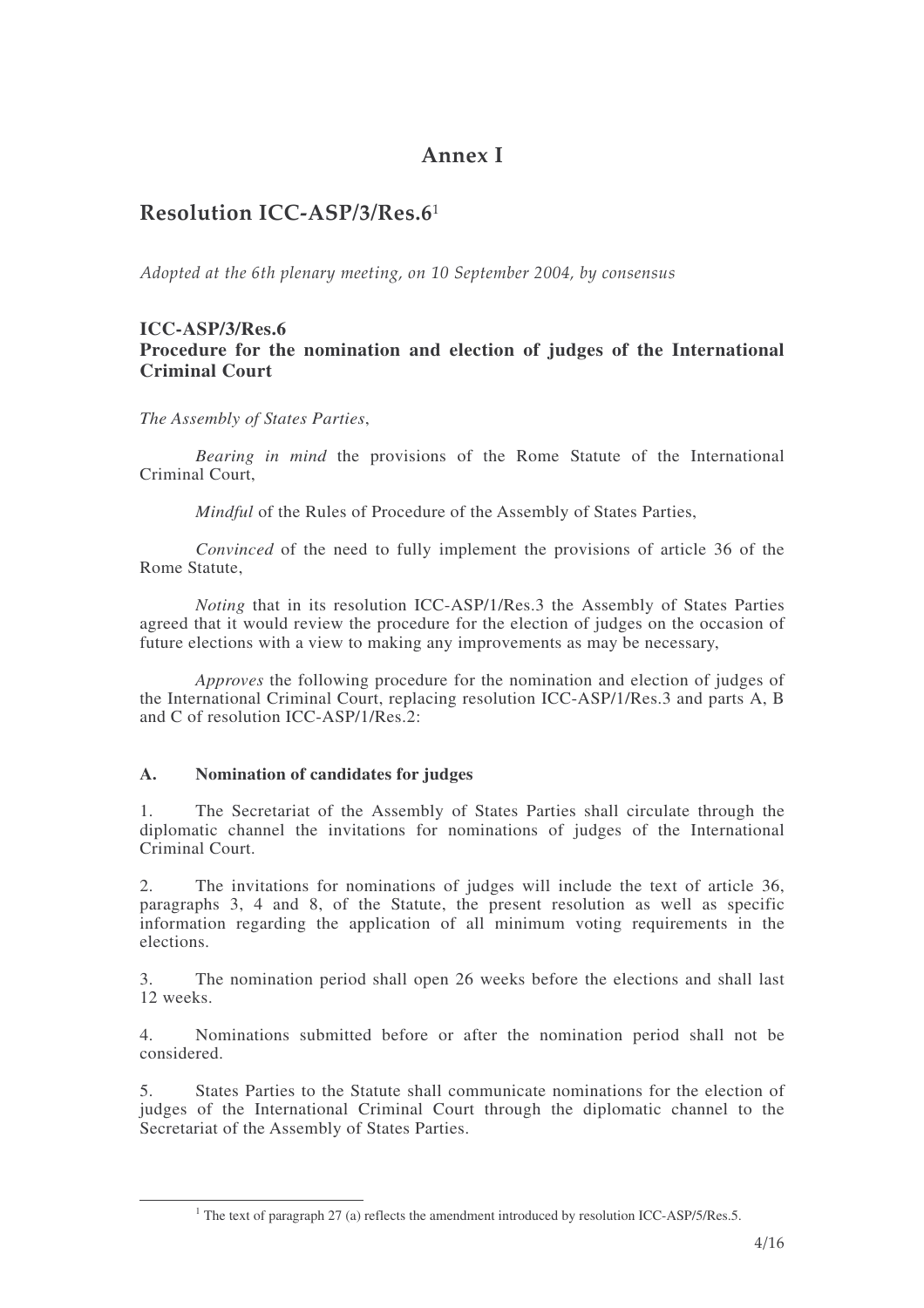# Annex I

## Resolution ICC-ASP/3/Res.6[1]

*Adopted at the 6th plenary meeting, on 10 September 2004, by consensus*

### ICC-ASP/3/Res.6
### Procedure for the nomination and election of judges of the International Criminal Court

*The Assembly of States Parties*,

*Bearing in mind* the provisions of the Rome Statute of the International Criminal Court,

*Mindful* of the Rules of Procedure of the Assembly of States Parties,

*Convinced* of the need to fully implement the provisions of article 36 of the Rome Statute,

*Noting* that in its resolution ICC-ASP/1/Res.3 the Assembly of States Parties agreed that it would review the procedure for the election of judges on the occasion of future elections with a view to making any improvements as may be necessary,

*Approves* the following procedure for the nomination and election of judges of the International Criminal Court, replacing resolution ICC-ASP/1/Res.3 and parts A, B and C of resolution ICC-ASP/1/Res.2:

#### A. Nomination of candidates for judges

1. The Secretariat of the Assembly of States Parties shall circulate through the diplomatic channel the invitations for nominations of judges of the International Criminal Court.

2. The invitations for nominations of judges will include the text of article 36, paragraphs 3, 4 and 8, of the Statute, the present resolution as well as specific information regarding the application of all minimum voting requirements in the elections.

3. The nomination period shall open 26 weeks before the elections and shall last 12 weeks.

4. Nominations submitted before or after the nomination period shall not be considered.

5. States Parties to the Statute shall communicate nominations for the election of judges of the International Criminal Court through the diplomatic channel to the Secretariat of the Assembly of States Parties.

[1] The text of paragraph 27 (a) reflects the amendment introduced by resolution ICC-ASP/5/Res.5.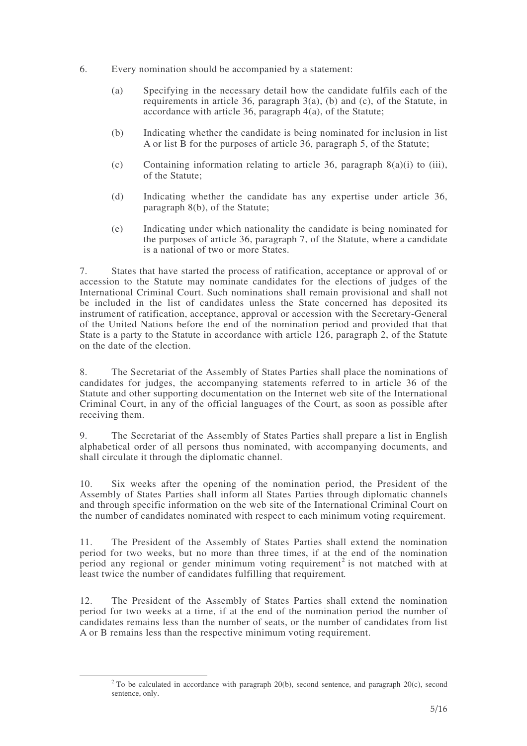6. Every nomination should be accompanied by a statement:

   (a) Specifying in the necessary detail how the candidate fulfils each of the requirements in article 36, paragraph 3(a), (b) and (c), of the Statute, in accordance with article 36, paragraph 4(a), of the Statute;

   (b) Indicating whether the candidate is being nominated for inclusion in list A or list B for the purposes of article 36, paragraph 5, of the Statute;

   (c) Containing information relating to article 36, paragraph 8(a)(i) to (iii), of the Statute;

   (d) Indicating whether the candidate has any expertise under article 36, paragraph 8(b), of the Statute;

   (e) Indicating under which nationality the candidate is being nominated for the purposes of article 36, paragraph 7, of the Statute, where a candidate is a national of two or more States.

7. States that have started the process of ratification, acceptance or approval of or accession to the Statute may nominate candidates for the elections of judges of the International Criminal Court. Such nominations shall remain provisional and shall not be included in the list of candidates unless the State concerned has deposited its instrument of ratification, acceptance, approval or accession with the Secretary-General of the United Nations before the end of the nomination period and provided that that State is a party to the Statute in accordance with article 126, paragraph 2, of the Statute on the date of the election.

8. The Secretariat of the Assembly of States Parties shall place the nominations of candidates for judges, the accompanying statements referred to in article 36 of the Statute and other supporting documentation on the Internet web site of the International Criminal Court, in any of the official languages of the Court, as soon as possible after receiving them.

9. The Secretariat of the Assembly of States Parties shall prepare a list in English alphabetical order of all persons thus nominated, with accompanying documents, and shall circulate it through the diplomatic channel.

10. Six weeks after the opening of the nomination period, the President of the Assembly of States Parties shall inform all States Parties through diplomatic channels and through specific information on the web site of the International Criminal Court on the number of candidates nominated with respect to each minimum voting requirement.

11. The President of the Assembly of States Parties shall extend the nomination period for two weeks, but no more than three times, if at the end of the nomination period any regional or gender minimum voting requirement[2] is not matched with at least twice the number of candidates fulfilling that requirement.

12. The President of the Assembly of States Parties shall extend the nomination period for two weeks at a time, if at the end of the nomination period the number of candidates remains less than the number of seats, or the number of candidates from list A or B remains less than the respective minimum voting requirement.

---

[2] To be calculated in accordance with paragraph 20(b), second sentence, and paragraph 20(c), second sentence, only.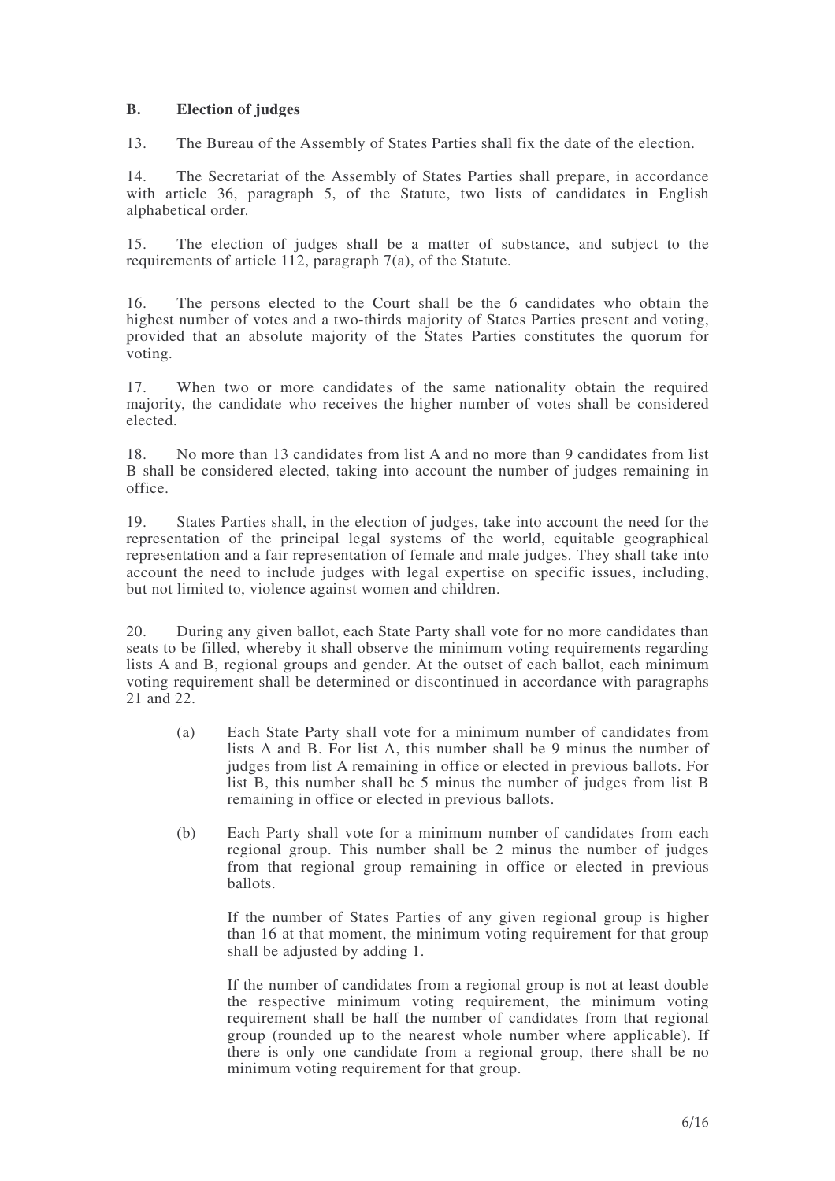### B. Election of judges

13. The Bureau of the Assembly of States Parties shall fix the date of the election.

14. The Secretariat of the Assembly of States Parties shall prepare, in accordance with article 36, paragraph 5, of the Statute, two lists of candidates in English alphabetical order.

15. The election of judges shall be a matter of substance, and subject to the requirements of article 112, paragraph 7(a), of the Statute.

16. The persons elected to the Court shall be the 6 candidates who obtain the highest number of votes and a two-thirds majority of States Parties present and voting, provided that an absolute majority of the States Parties constitutes the quorum for voting.

17. When two or more candidates of the same nationality obtain the required majority, the candidate who receives the higher number of votes shall be considered elected.

18. No more than 13 candidates from list A and no more than 9 candidates from list B shall be considered elected, taking into account the number of judges remaining in office.

19. States Parties shall, in the election of judges, take into account the need for the representation of the principal legal systems of the world, equitable geographical representation and a fair representation of female and male judges. They shall take into account the need to include judges with legal expertise on specific issues, including, but not limited to, violence against women and children.

20. During any given ballot, each State Party shall vote for no more candidates than seats to be filled, whereby it shall observe the minimum voting requirements regarding lists A and B, regional groups and gender. At the outset of each ballot, each minimum voting requirement shall be determined or discontinued in accordance with paragraphs 21 and 22.

(a) Each State Party shall vote for a minimum number of candidates from lists A and B. For list A, this number shall be 9 minus the number of judges from list A remaining in office or elected in previous ballots. For list B, this number shall be 5 minus the number of judges from list B remaining in office or elected in previous ballots.

(b) Each Party shall vote for a minimum number of candidates from each regional group. This number shall be 2 minus the number of judges from that regional group remaining in office or elected in previous ballots.

If the number of States Parties of any given regional group is higher than 16 at that moment, the minimum voting requirement for that group shall be adjusted by adding 1.

If the number of candidates from a regional group is not at least double the respective minimum voting requirement, the minimum voting requirement shall be half the number of candidates from that regional group (rounded up to the nearest whole number where applicable). If there is only one candidate from a regional group, there shall be no minimum voting requirement for that group.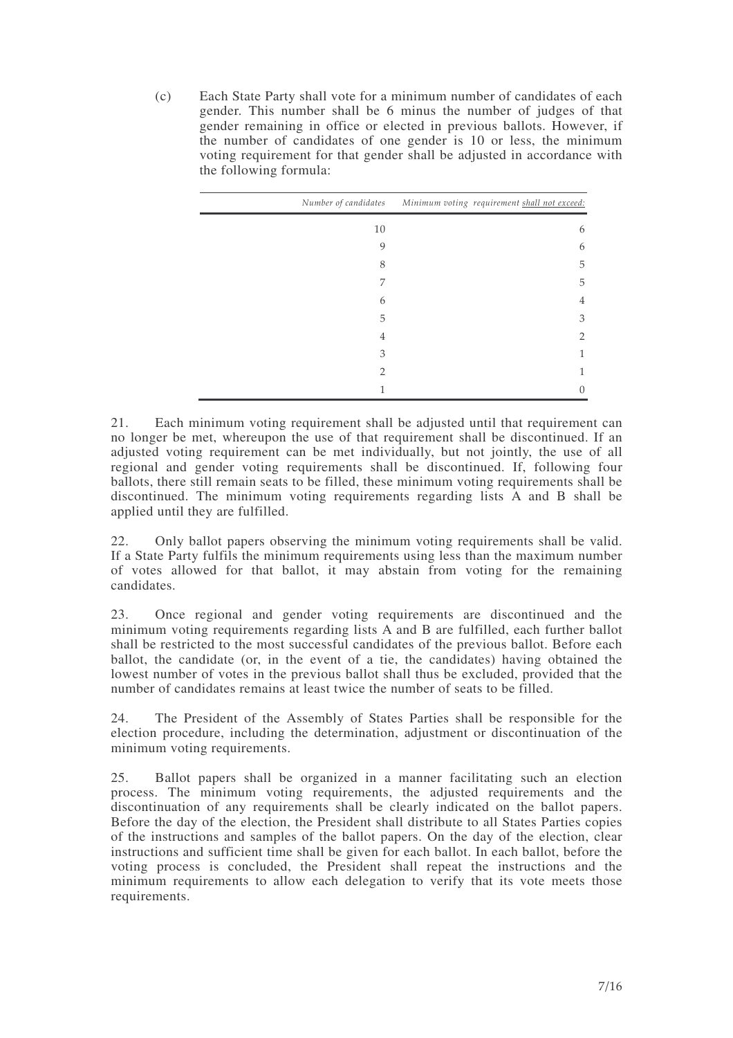(c) Each State Party shall vote for a minimum number of candidates of each gender. This number shall be 6 minus the number of judges of that gender remaining in office or elected in previous ballots. However, if the number of candidates of one gender is 10 or less, the minimum voting requirement for that gender shall be adjusted in accordance with the following formula:

| *Number of candidates* | *Minimum voting requirement shall not exceed:* |
|---|---|
| 10 | 6 |
| 9 | 6 |
| 8 | 5 |
| 7 | 5 |
| 6 | 4 |
| 5 | 3 |
| 4 | 2 |
| 3 | 1 |
| 2 | 1 |
| 1 | 0 |

21. Each minimum voting requirement shall be adjusted until that requirement can no longer be met, whereupon the use of that requirement shall be discontinued. If an adjusted voting requirement can be met individually, but not jointly, the use of all regional and gender voting requirements shall be discontinued. If, following four ballots, there still remain seats to be filled, these minimum voting requirements shall be discontinued. The minimum voting requirements regarding lists A and B shall be applied until they are fulfilled.

22. Only ballot papers observing the minimum voting requirements shall be valid. If a State Party fulfils the minimum requirements using less than the maximum number of votes allowed for that ballot, it may abstain from voting for the remaining candidates.

23. Once regional and gender voting requirements are discontinued and the minimum voting requirements regarding lists A and B are fulfilled, each further ballot shall be restricted to the most successful candidates of the previous ballot. Before each ballot, the candidate (or, in the event of a tie, the candidates) having obtained the lowest number of votes in the previous ballot shall thus be excluded, provided that the number of candidates remains at least twice the number of seats to be filled.

24. The President of the Assembly of States Parties shall be responsible for the election procedure, including the determination, adjustment or discontinuation of the minimum voting requirements.

25. Ballot papers shall be organized in a manner facilitating such an election process. The minimum voting requirements, the adjusted requirements and the discontinuation of any requirements shall be clearly indicated on the ballot papers. Before the day of the election, the President shall distribute to all States Parties copies of the instructions and samples of the ballot papers. On the day of the election, clear instructions and sufficient time shall be given for each ballot. In each ballot, before the voting process is concluded, the President shall repeat the instructions and the minimum requirements to allow each delegation to verify that its vote meets those requirements.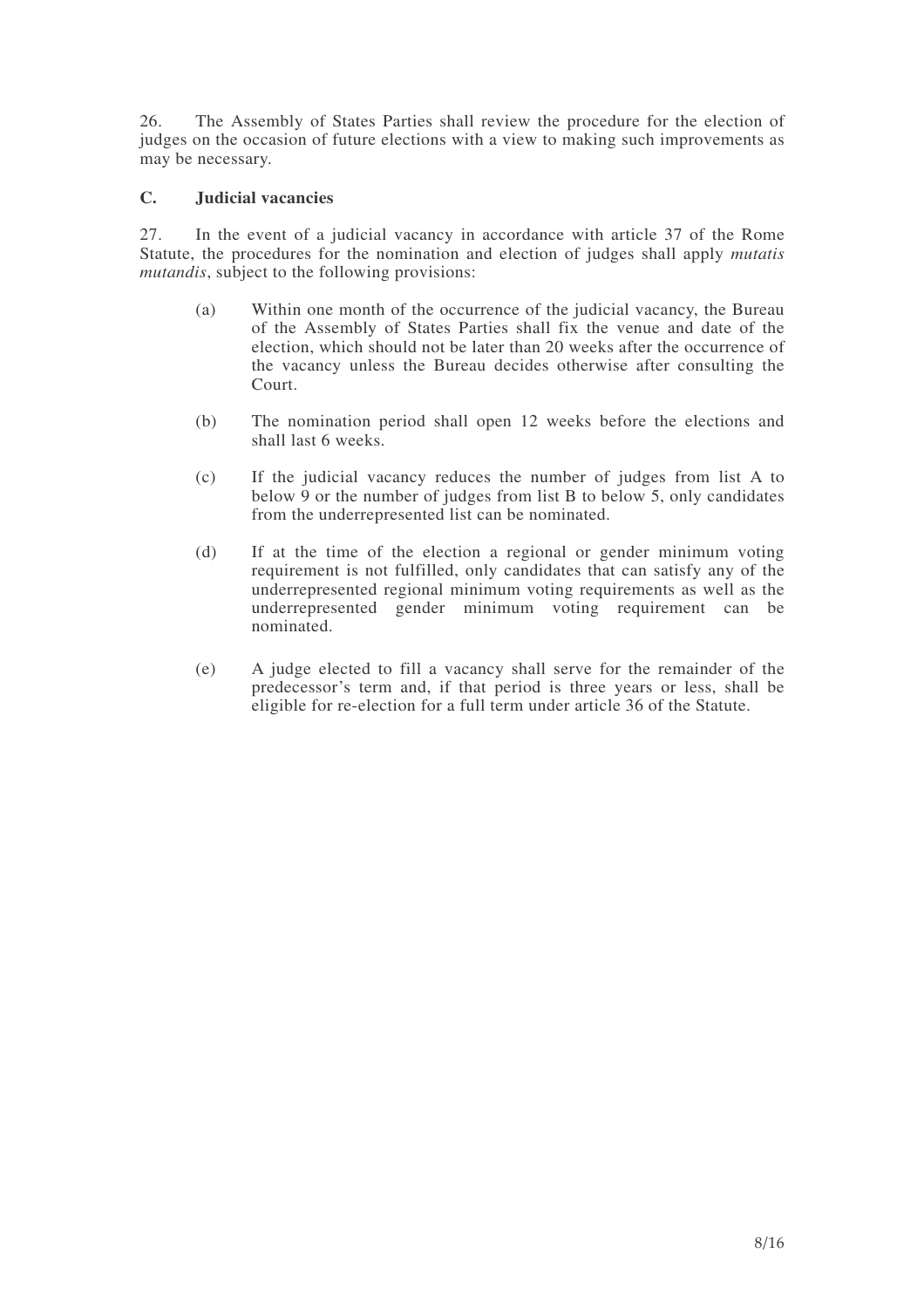26. The Assembly of States Parties shall review the procedure for the election of judges on the occasion of future elections with a view to making such improvements as may be necessary.

### C. Judicial vacancies

27. In the event of a judicial vacancy in accordance with article 37 of the Rome Statute, the procedures for the nomination and election of judges shall apply *mutatis mutandis*, subject to the following provisions:

(a) Within one month of the occurrence of the judicial vacancy, the Bureau of the Assembly of States Parties shall fix the venue and date of the election, which should not be later than 20 weeks after the occurrence of the vacancy unless the Bureau decides otherwise after consulting the Court.

(b) The nomination period shall open 12 weeks before the elections and shall last 6 weeks.

(c) If the judicial vacancy reduces the number of judges from list A to below 9 or the number of judges from list B to below 5, only candidates from the underrepresented list can be nominated.

(d) If at the time of the election a regional or gender minimum voting requirement is not fulfilled, only candidates that can satisfy any of the underrepresented regional minimum voting requirements as well as the underrepresented gender minimum voting requirement can be nominated.

(e) A judge elected to fill a vacancy shall serve for the remainder of the predecessor's term and, if that period is three years or less, shall be eligible for re-election for a full term under article 36 of the Statute.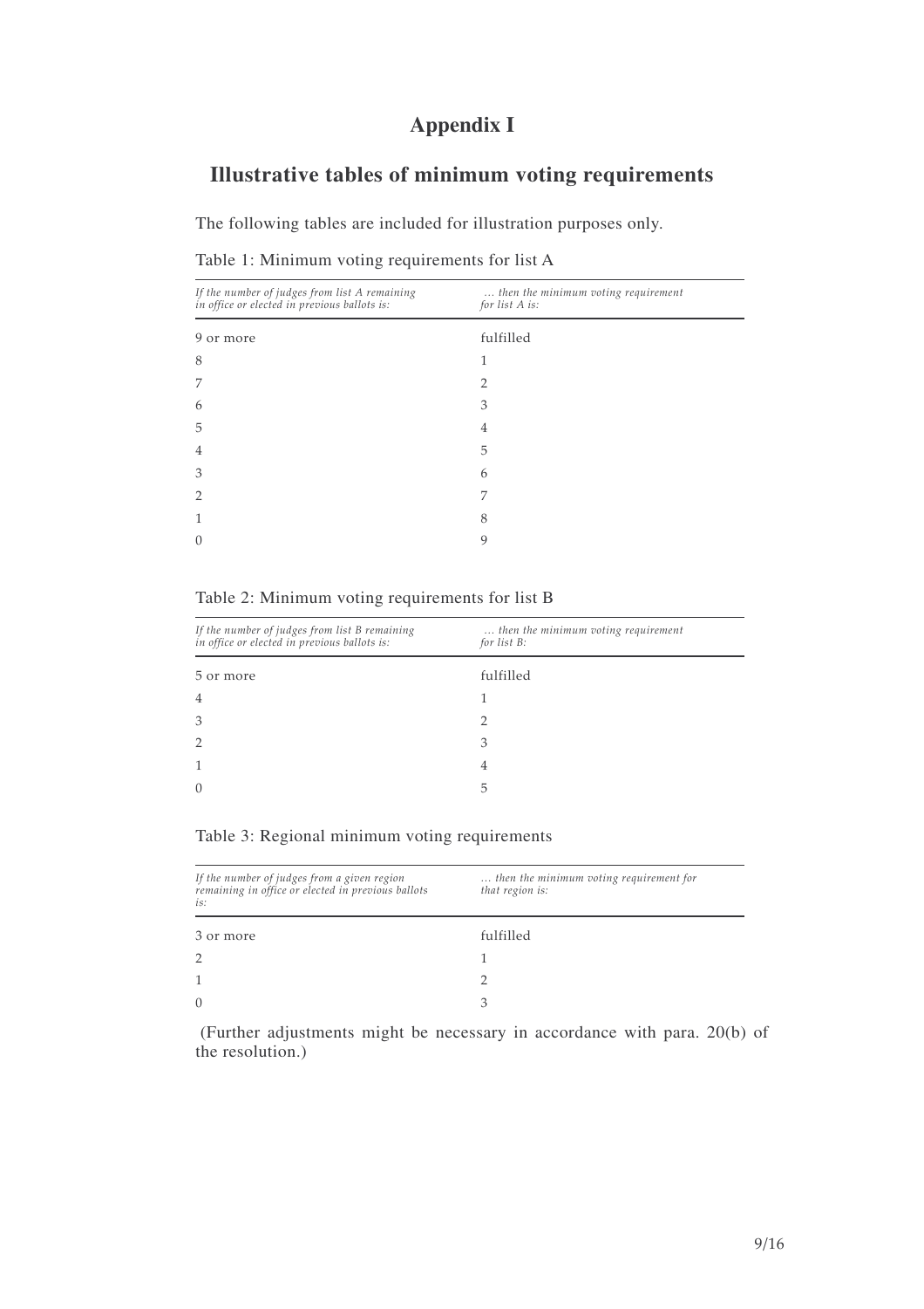# Appendix I

## Illustrative tables of minimum voting requirements

The following tables are included for illustration purposes only.

Table 1: Minimum voting requirements for list A

| *If the number of judges from list A remaining in office or elected in previous ballots is:* | *… then the minimum voting requirement for list A is:* |
|---|---|
| 9 or more | fulfilled |
| 8 | 1 |
| 7 | 2 |
| 6 | 3 |
| 5 | 4 |
| 4 | 5 |
| 3 | 6 |
| 2 | 7 |
| 1 | 8 |
| 0 | 9 |

Table 2: Minimum voting requirements for list B

| *If the number of judges from list B remaining in office or elected in previous ballots is:* | *… then the minimum voting requirement for list B:* |
|---|---|
| 5 or more | fulfilled |
| 4 | 1 |
| 3 | 2 |
| 2 | 3 |
| 1 | 4 |
| 0 | 5 |

Table 3: Regional minimum voting requirements

| *If the number of judges from a given region remaining in office or elected in previous ballots is:* | *… then the minimum voting requirement for that region is:* |
|---|---|
| 3 or more | fulfilled |
| 2 | 1 |
| 1 | 2 |
| 0 | 3 |

(Further adjustments might be necessary in accordance with para. 20(b) of the resolution.)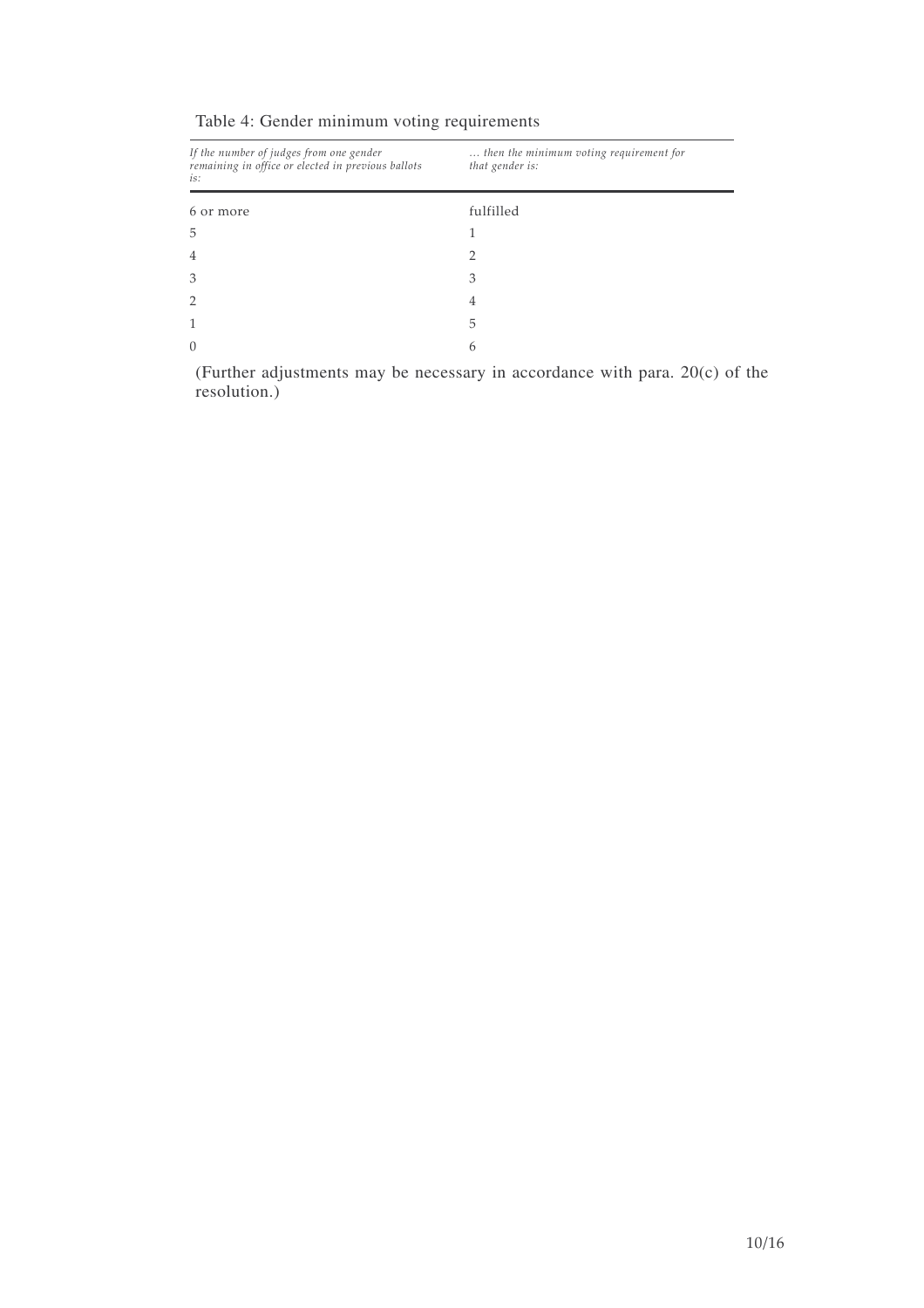Table 4: Gender minimum voting requirements

| *If the number of judges from one gender remaining in office or elected in previous ballots is:* | *… then the minimum voting requirement for that gender is:* |
| --- | --- |
| 6 or more | fulfilled |
| 5 | 1 |
| 4 | 2 |
| 3 | 3 |
| 2 | 4 |
| 1 | 5 |
| 0 | 6 |

(Further adjustments may be necessary in accordance with para. 20(c) of the resolution.)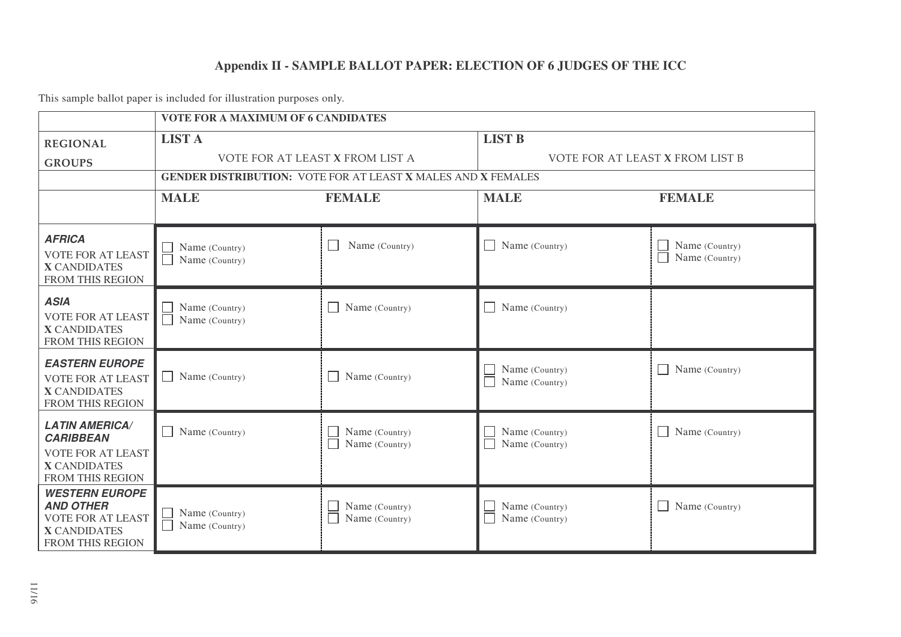### Appendix II - SAMPLE BALLOT PAPER: ELECTION OF 6 JUDGES OF THE ICC

This sample ballot paper is included for illustration purposes only.

| | **VOTE FOR A MAXIMUM OF 6 CANDIDATES** | | | |
|---|---|---|---|---|
| **REGIONAL GROUPS** | **LIST A**<br>VOTE FOR AT LEAST **X** FROM LIST A | | **LIST B**<br>VOTE FOR AT LEAST **X** FROM LIST B | |
| | **GENDER DISTRIBUTION:** VOTE FOR AT LEAST **X** MALES AND **X** FEMALES | | | |
| | **MALE** | **FEMALE** | **MALE** | **FEMALE** |
| ***AFRICA***<br>VOTE FOR AT LEAST **X** CANDIDATES FROM THIS REGION | ☐ Name (Country)<br>☐ Name (Country) | ☐ Name (Country) | ☐ Name (Country) | ☐ Name (Country)<br>☐ Name (Country) |
| ***ASIA***<br>VOTE FOR AT LEAST **X** CANDIDATES FROM THIS REGION | ☐ Name (Country)<br>☐ Name (Country) | ☐ Name (Country) | ☐ Name (Country) | |
| ***EASTERN EUROPE***<br>VOTE FOR AT LEAST **X** CANDIDATES FROM THIS REGION | ☐ Name (Country) | ☐ Name (Country) | ☐ Name (Country)<br>☐ Name (Country) | ☐ Name (Country) |
| ***LATIN AMERICA/ CARIBBEAN***<br>VOTE FOR AT LEAST **X** CANDIDATES FROM THIS REGION | ☐ Name (Country) | ☐ Name (Country)<br>☐ Name (Country) | ☐ Name (Country)<br>☐ Name (Country) | ☐ Name (Country) |
| ***WESTERN EUROPE AND OTHER***<br>VOTE FOR AT LEAST **X** CANDIDATES FROM THIS REGION | ☐ Name (Country)<br>☐ Name (Country) | ☐ Name (Country)<br>☐ Name (Country) | ☐ Name (Country)<br>☐ Name (Country) | ☐ Name (Country) |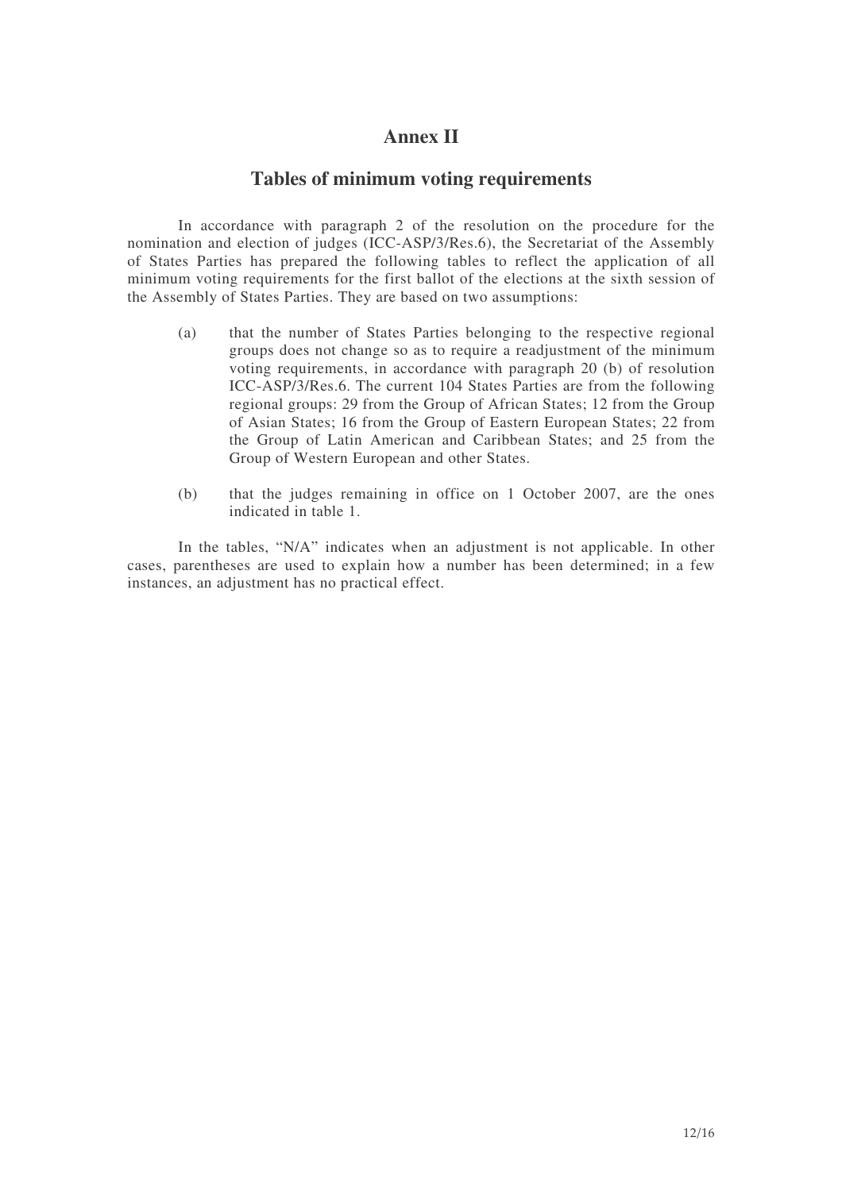# Annex II

## Tables of minimum voting requirements

In accordance with paragraph 2 of the resolution on the procedure for the nomination and election of judges (ICC-ASP/3/Res.6), the Secretariat of the Assembly of States Parties has prepared the following tables to reflect the application of all minimum voting requirements for the first ballot of the elections at the sixth session of the Assembly of States Parties. They are based on two assumptions:

(a) that the number of States Parties belonging to the respective regional groups does not change so as to require a readjustment of the minimum voting requirements, in accordance with paragraph 20 (b) of resolution ICC-ASP/3/Res.6. The current 104 States Parties are from the following regional groups: 29 from the Group of African States; 12 from the Group of Asian States; 16 from the Group of Eastern European States; 22 from the Group of Latin American and Caribbean States; and 25 from the Group of Western European and other States.

(b) that the judges remaining in office on 1 October 2007, are the ones indicated in table 1.

In the tables, "N/A" indicates when an adjustment is not applicable. In other cases, parentheses are used to explain how a number has been determined; in a few instances, an adjustment has no practical effect.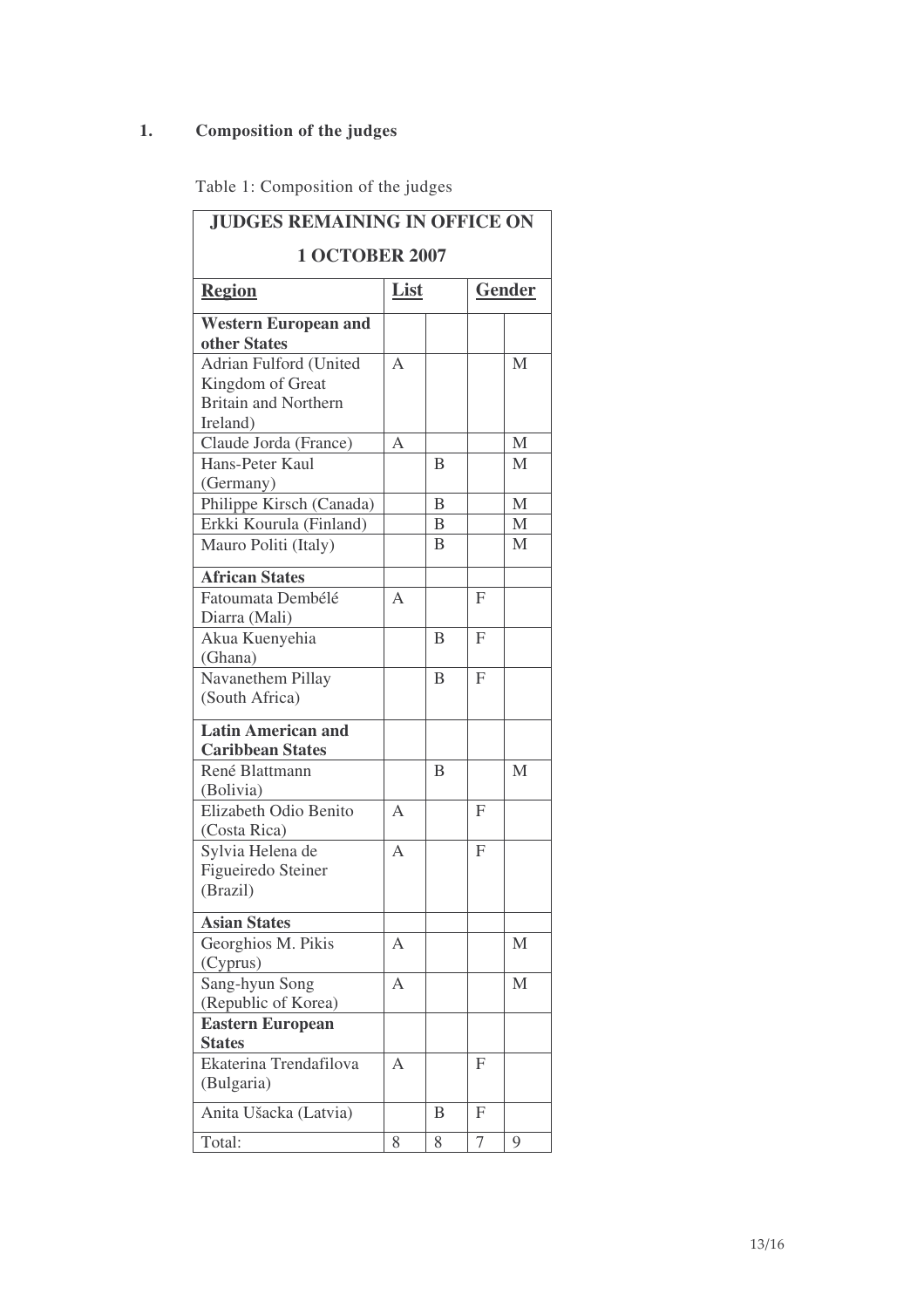## 1. Composition of the judges

Table 1: Composition of the judges

| JUDGES REMAINING IN OFFICE ON 1 OCTOBER 2007 | | | | |
|---|---|---|---|---|
| **Region** | **List** | | **Gender** | |
| **Western European and other States** | | | | |
| Adrian Fulford (United Kingdom of Great Britain and Northern Ireland) | A | | | M |
| Claude Jorda (France) | A | | | M |
| Hans-Peter Kaul (Germany) | | B | | M |
| Philippe Kirsch (Canada) | | B | | M |
| Erkki Kourula (Finland) | | B | | M |
| Mauro Politi (Italy) | | B | | M |
| **African States** | | | | |
| Fatoumata Dembélé Diarra (Mali) | A | | F | |
| Akua Kuenyehia (Ghana) | | B | F | |
| Navanethem Pillay (South Africa) | | B | F | |
| **Latin American and Caribbean States** | | | | |
| René Blattmann (Bolivia) | | B | | M |
| Elizabeth Odio Benito (Costa Rica) | A | | F | |
| Sylvia Helena de Figueiredo Steiner (Brazil) | A | | F | |
| **Asian States** | | | | |
| Georghios M. Pikis (Cyprus) | A | | | M |
| Sang-hyun Song (Republic of Korea) | A | | | M |
| **Eastern European States** | | | | |
| Ekaterina Trendafilova (Bulgaria) | A | | F | |
| Anita Ušacka (Latvia) | | B | F | |
| Total: | 8 | 8 | 7 | 9 |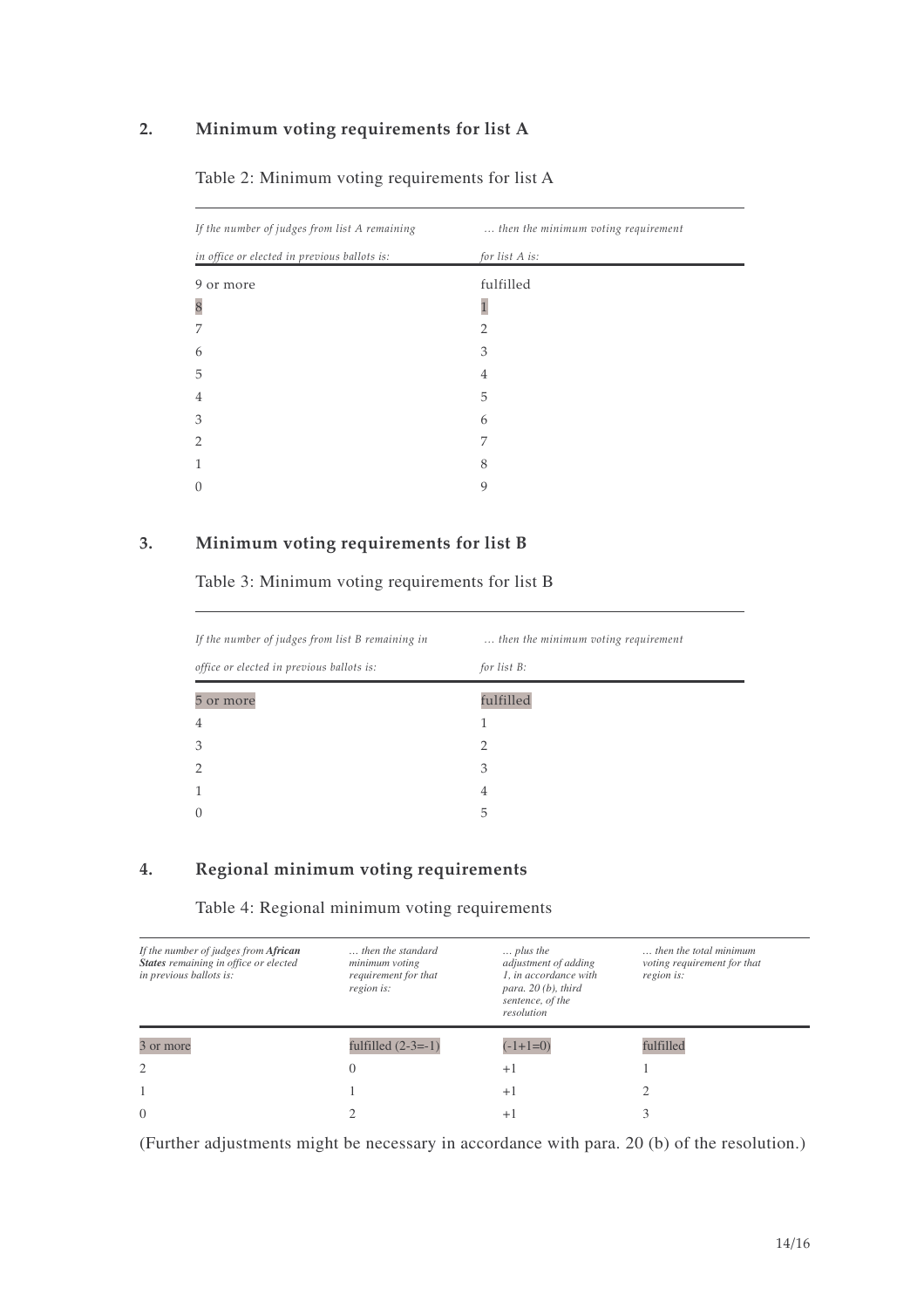## 2. Minimum voting requirements for list A

Table 2: Minimum voting requirements for list A

| *If the number of judges from list A remaining in office or elected in previous ballots is:* | *… then the minimum voting requirement for list A is:* |
|---|---|
| 9 or more | fulfilled |
| 8 | 1 |
| 7 | 2 |
| 6 | 3 |
| 5 | 4 |
| 4 | 5 |
| 3 | 6 |
| 2 | 7 |
| 1 | 8 |
| 0 | 9 |

## 3. Minimum voting requirements for list B

Table 3: Minimum voting requirements for list B

| *If the number of judges from list B remaining in office or elected in previous ballots is:* | *… then the minimum voting requirement for list B:* |
|---|---|
| 5 or more | fulfilled |
| 4 | 1 |
| 3 | 2 |
| 2 | 3 |
| 1 | 4 |
| 0 | 5 |

## 4. Regional minimum voting requirements

Table 4: Regional minimum voting requirements

| *If the number of judges from **African States** remaining in office or elected in previous ballots is:* | *… then the standard minimum voting requirement for that region is:* | *… plus the adjustment of adding 1, in accordance with para. 20 (b), third sentence, of the resolution* | *… then the total minimum voting requirement for that region is:* |
|---|---|---|---|
| 3 or more | fulfilled (2-3=-1) | (-1+1=0) | fulfilled |
| 2 | 0 | +1 | 1 |
| 1 | 1 | +1 | 2 |
| 0 | 2 | +1 | 3 |

(Further adjustments might be necessary in accordance with para. 20 (b) of the resolution.)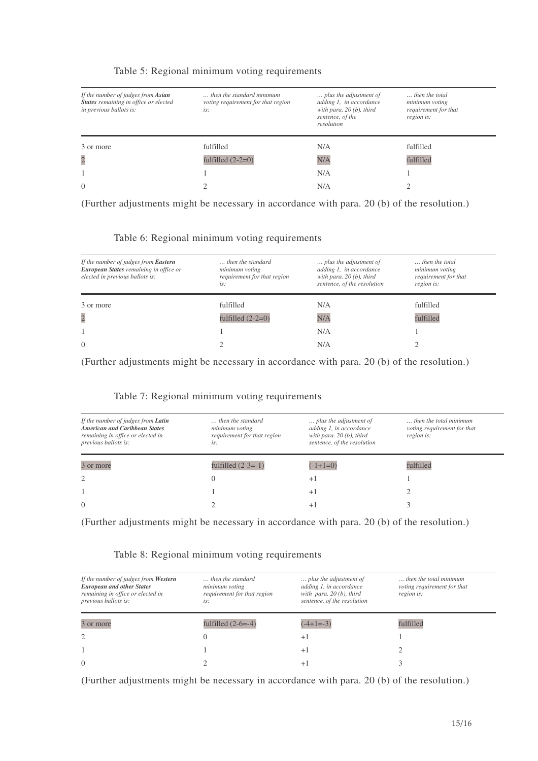Table 5: Regional minimum voting requirements

| *If the number of judges from **Asian States** remaining in office or elected in previous ballots is:* | *… then the standard minimum voting requirement for that region is:* | *… plus the adjustment of adding 1, in accordance with para. 20 (b), third sentence, of the resolution* | *… then the total minimum voting requirement for that region is:* |
|---|---|---|---|
| 3 or more | fulfilled | N/A | fulfilled |
| 2 | fulfilled (2-2=0) | N/A | fulfilled |
| 1 | 1 | N/A | 1 |
| 0 | 2 | N/A | 2 |

(Further adjustments might be necessary in accordance with para. 20 (b) of the resolution.)

Table 6: Regional minimum voting requirements

| *If the number of judges from **Eastern European States** remaining in office or elected in previous ballots is:* | *… then the standard minimum voting requirement for that region is:* | *… plus the adjustment of adding 1, in accordance with para. 20 (b), third sentence, of the resolution* | *… then the total minimum voting requirement for that region is:* |
|---|---|---|---|
| 3 or more | fulfilled | N/A | fulfilled |
| 2 | fulfilled (2-2=0) | N/A | fulfilled |
| 1 | 1 | N/A | 1 |
| 0 | 2 | N/A | 2 |

(Further adjustments might be necessary in accordance with para. 20 (b) of the resolution.)

Table 7: Regional minimum voting requirements

| *If the number of judges from **Latin American and Caribbean States** remaining in office or elected in previous ballots is:* | *… then the standard minimum voting requirement for that region is:* | *… plus the adjustment of adding 1, in accordance with para. 20 (b), third sentence, of the resolution* | *… then the total minimum voting requirement for that region is:* |
|---|---|---|---|
| 3 or more | fulfilled (2-3=-1) | (-1+1=0) | fulfilled |
| 2 | 0 | +1 | 1 |
| 1 | 1 | +1 | 2 |
| 0 | 2 | +1 | 3 |

(Further adjustments might be necessary in accordance with para. 20 (b) of the resolution.)

Table 8: Regional minimum voting requirements

| *If the number of judges from **Western European and other States** remaining in office or elected in previous ballots is:* | *… then the standard minimum voting requirement for that region is:* | *… plus the adjustment of adding 1, in accordance with para. 20 (b), third sentence, of the resolution* | *… then the total minimum voting requirement for that region is:* |
|---|---|---|---|
| 3 or more | fulfilled (2-6=-4) | (-4+1=-3) | fulfilled |
| 2 | 0 | +1 | 1 |
| 1 | 1 | +1 | 2 |
| 0 | 2 | +1 | 3 |

(Further adjustments might be necessary in accordance with para. 20 (b) of the resolution.)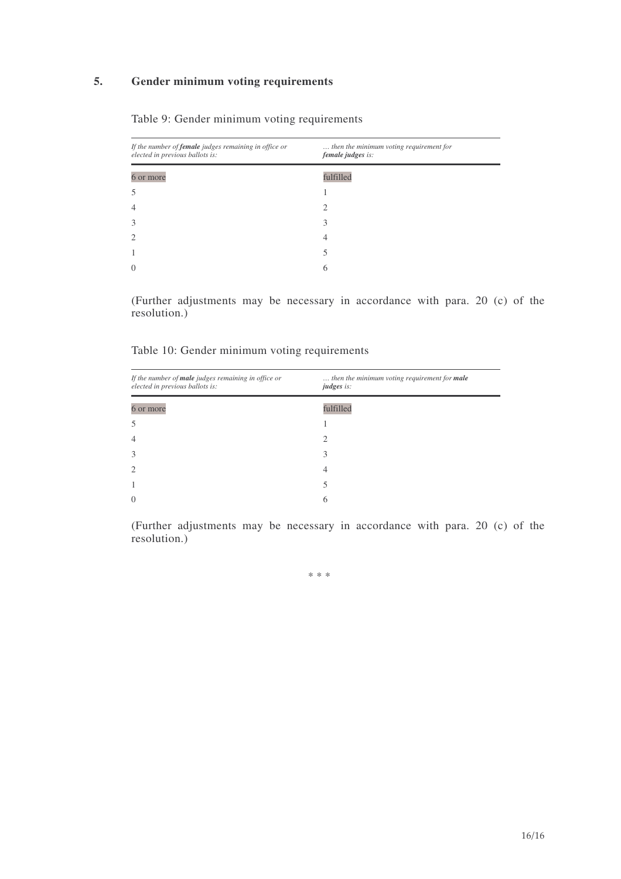## 5. Gender minimum voting requirements

Table 9: Gender minimum voting requirements

| *If the number of **female** judges remaining in office or elected in previous ballots is:* | *… then the minimum voting requirement for **female judges** is:* |
|---|---|
| 6 or more | fulfilled |
| 5 | 1 |
| 4 | 2 |
| 3 | 3 |
| 2 | 4 |
| 1 | 5 |
| 0 | 6 |

(Further adjustments may be necessary in accordance with para. 20 (c) of the resolution.)

Table 10: Gender minimum voting requirements

| *If the number of **male** judges remaining in office or elected in previous ballots is:* | *… then the minimum voting requirement for **male judges** is:* |
|---|---|
| 6 or more | fulfilled |
| 5 | 1 |
| 4 | 2 |
| 3 | 3 |
| 2 | 4 |
| 1 | 5 |
| 0 | 6 |

(Further adjustments may be necessary in accordance with para. 20 (c) of the resolution.)

* * *